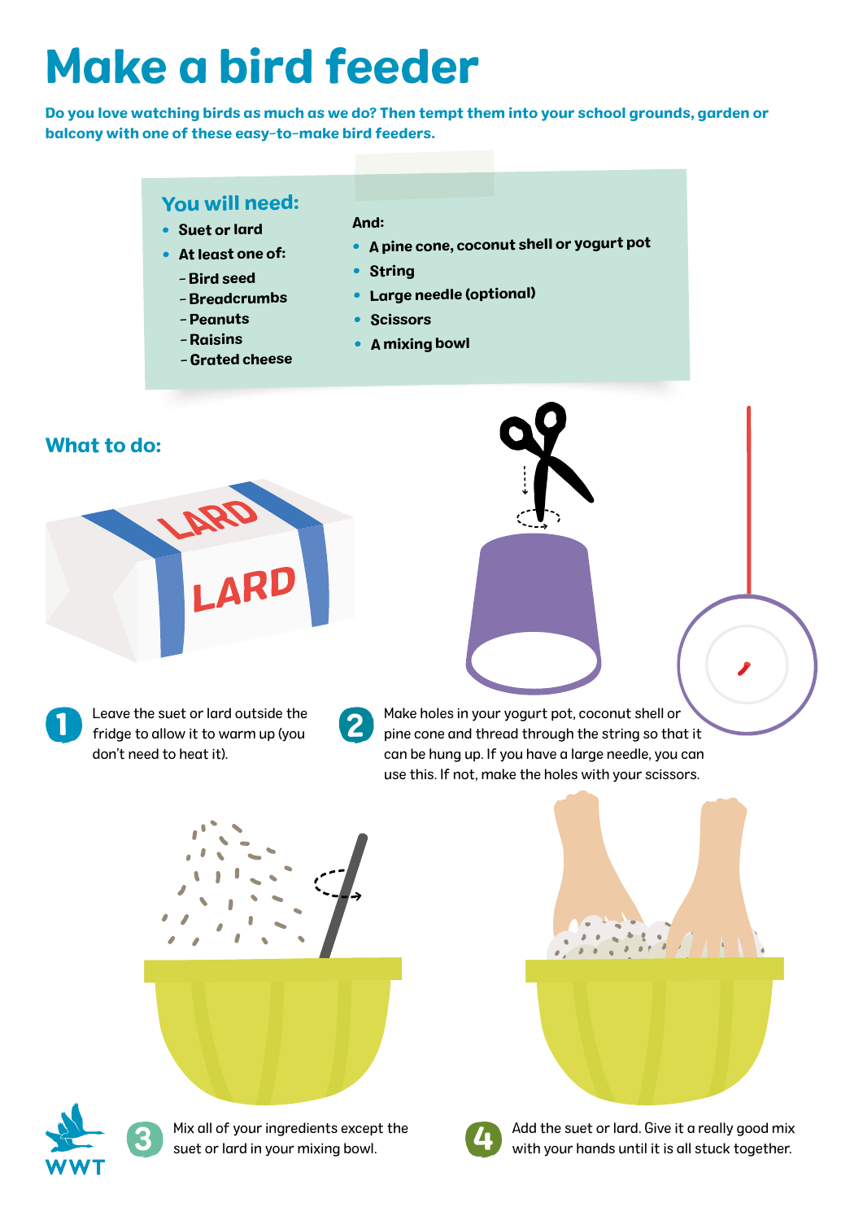# Make a bird feeder

**Do you love watching birds as much as we do? Then tempt them into your school grounds, garden or balcony with one of these easy-to-make bird feeders.**

## You will need:

- Suet or lard
- At least one of:
  - Bird seed
  - Breadcrumbs
  - Peanuts
  - Raisins
  - Grated cheese

**And:**

- A pine cone, coconut shell or yogurt pot
- String
- Large needle (optional)
- Scissors
- A mixing bowl

## What to do:

1. Leave the suet or lard outside the fridge to allow it to warm up (you don't need to heat it).
2. Make holes in your yogurt pot, coconut shell or pine cone and thread through the string so that it can be hung up. If you have a large needle, you can use this. If not, make the holes with your scissors.
3. Mix all of your ingredients except the suet or lard in your mixing bowl.
4. Add the suet or lard. Give it a really good mix with your hands until it is all stuck together.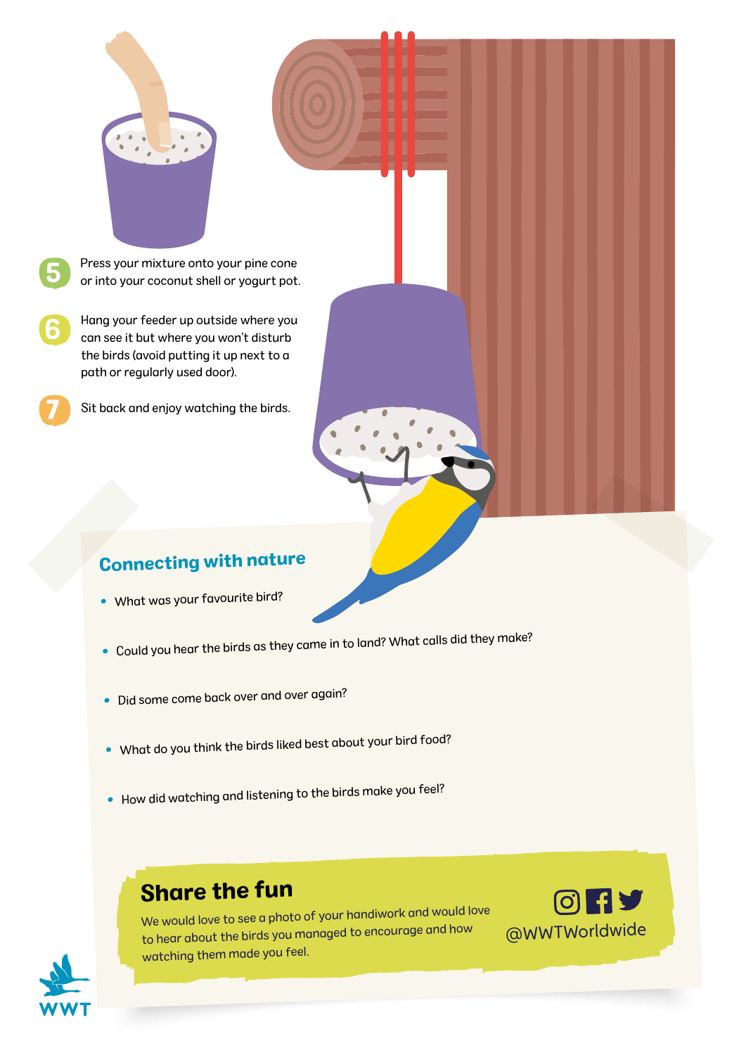5. Press your mixture onto your pine cone or into your coconut shell or yogurt pot.

6. Hang your feeder up outside where you can see it but where you won't disturb the birds (avoid putting it up next to a path or regularly used door).

7. Sit back and enjoy watching the birds.

## Connecting with nature

- What was your favourite bird?
- Could you hear the birds as they came in to land? What calls did they make?
- Did some come back over and over again?
- What do you think the birds liked best about your bird food?
- How did watching and listening to the birds make you feel?

## Share the fun

We would love to see a photo of your handiwork and would love to hear about the birds you managed to encourage and how watching them made you feel.

@WWTWorldwide

WWT